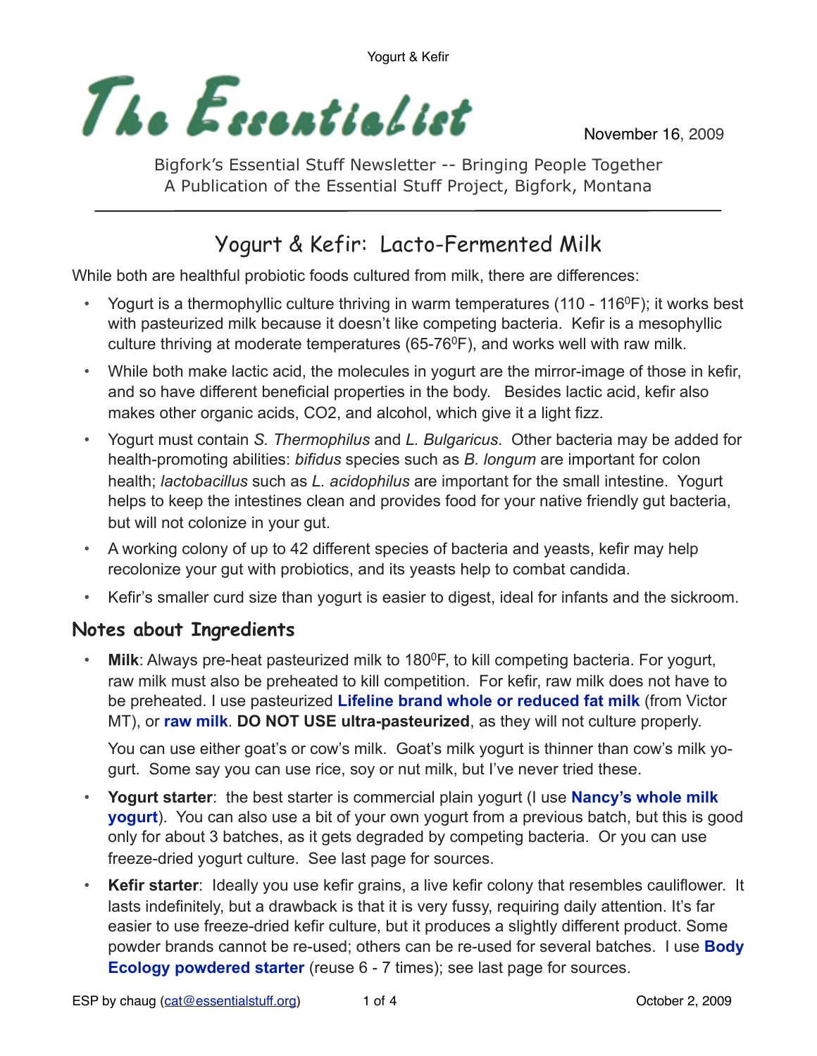# The Essentialist

November 16, 2009

Bigfork's Essential Stuff Newsletter -- Bringing People Together
A Publication of the Essential Stuff Project, Bigfork, Montana

---

## Yogurt & Kefir: Lacto-Fermented Milk

While both are healthful probiotic foods cultured from milk, there are differences:

- Yogurt is a thermophyllic culture thriving in warm temperatures (110 - 116$^0$F); it works best with pasteurized milk because it doesn't like competing bacteria. Kefir is a mesophyllic culture thriving at moderate temperatures (65-76$^0$F), and works well with raw milk.
- While both make lactic acid, the molecules in yogurt are the mirror-image of those in kefir, and so have different beneficial properties in the body. Besides lactic acid, kefir also makes other organic acids, CO2, and alcohol, which give it a light fizz.
- Yogurt must contain *S. Thermophilus* and *L. Bulgaricus*. Other bacteria may be added for health-promoting abilities: *bifidus* species such as *B. longum* are important for colon health; *lactobacillus* such as *L. acidophilus* are important for the small intestine. Yogurt helps to keep the intestines clean and provides food for your native friendly gut bacteria, but will not colonize in your gut.
- A working colony of up to 42 different species of bacteria and yeasts, kefir may help recolonize your gut with probiotics, and its yeasts help to combat candida.
- Kefir's smaller curd size than yogurt is easier to digest, ideal for infants and the sickroom.

### Notes about Ingredients

- **Milk**: Always pre-heat pasteurized milk to 180$^0$F, to kill competing bacteria. For yogurt, raw milk must also be preheated to kill competition. For kefir, raw milk does not have to be preheated. I use pasteurized **Lifeline brand whole or reduced fat milk** (from Victor MT), or **raw milk**. **DO NOT USE ultra-pasteurized**, as they will not culture properly.

  You can use either goat's or cow's milk. Goat's milk yogurt is thinner than cow's milk yogurt. Some say you can use rice, soy or nut milk, but I've never tried these.

- **Yogurt starter**: the best starter is commercial plain yogurt (I use **Nancy's whole milk yogurt**). You can also use a bit of your own yogurt from a previous batch, but this is good only for about 3 batches, as it gets degraded by competing bacteria. Or you can use freeze-dried yogurt culture. See last page for sources.
- **Kefir starter**: Ideally you use kefir grains, a live kefir colony that resembles cauliflower. It lasts indefinitely, but a drawback is that it is very fussy, requiring daily attention. It's far easier to use freeze-dried kefir culture, but it produces a slightly different product. Some powder brands cannot be re-used; others can be re-used for several batches. I use **Body Ecology powdered starter** (reuse 6 - 7 times); see last page for sources.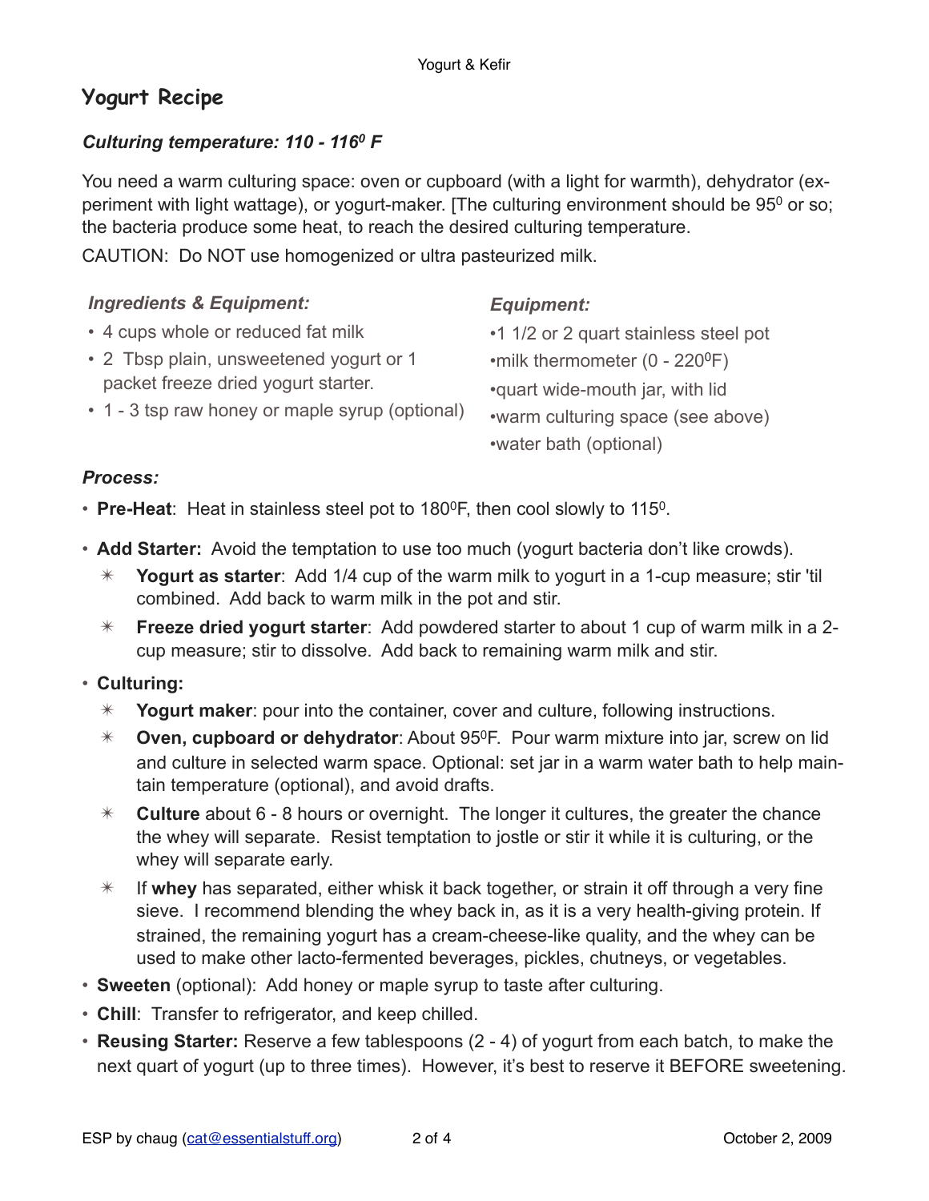# Yogurt Recipe

***Culturing temperature: 110 - 116$^0$ F***

You need a warm culturing space: oven or cupboard (with a light for warmth), dehydrator (experiment with light wattage), or yogurt-maker. [The culturing environment should be 95$^0$ or so; the bacteria produce some heat, to reach the desired culturing temperature.

CAUTION: Do NOT use homogenized or ultra pasteurized milk.

***Ingredients & Equipment:***

- 4 cups whole or reduced fat milk
- 2 Tbsp plain, unsweetened yogurt or 1 packet freeze dried yogurt starter.
- 1 - 3 tsp raw honey or maple syrup (optional)

***Equipment:***

- 1 1/2 or 2 quart stainless steel pot
- milk thermometer (0 - 220$^0$F)
- quart wide-mouth jar, with lid
- warm culturing space (see above)
- water bath (optional)

***Process:***

- **Pre-Heat**: Heat in stainless steel pot to 180$^0$F, then cool slowly to 115$^0$.
- **Add Starter:** Avoid the temptation to use too much (yogurt bacteria don't like crowds).
  - **Yogurt as starter**: Add 1/4 cup of the warm milk to yogurt in a 1-cup measure; stir 'til combined. Add back to warm milk in the pot and stir.
  - **Freeze dried yogurt starter**: Add powdered starter to about 1 cup of warm milk in a 2-cup measure; stir to dissolve. Add back to remaining warm milk and stir.
- **Culturing:**
  - **Yogurt maker**: pour into the container, cover and culture, following instructions.
  - **Oven, cupboard or dehydrator**: About 95$^0$F. Pour warm mixture into jar, screw on lid and culture in selected warm space. Optional: set jar in a warm water bath to help maintain temperature (optional), and avoid drafts.
  - **Culture** about 6 - 8 hours or overnight. The longer it cultures, the greater the chance the whey will separate. Resist temptation to jostle or stir it while it is culturing, or the whey will separate early.
  - If **whey** has separated, either whisk it back together, or strain it off through a very fine sieve. I recommend blending the whey back in, as it is a very health-giving protein. If strained, the remaining yogurt has a cream-cheese-like quality, and the whey can be used to make other lacto-fermented beverages, pickles, chutneys, or vegetables.
- **Sweeten** (optional): Add honey or maple syrup to taste after culturing.
- **Chill**: Transfer to refrigerator, and keep chilled.
- **Reusing Starter:** Reserve a few tablespoons (2 - 4) of yogurt from each batch, to make the next quart of yogurt (up to three times). However, it's best to reserve it BEFORE sweetening.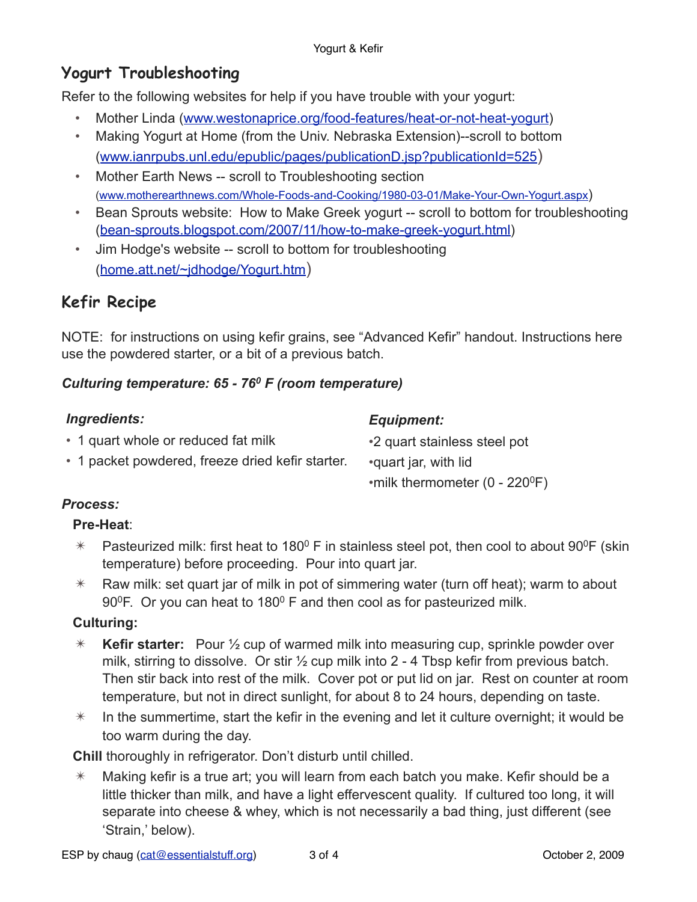## Yogurt Troubleshooting

Refer to the following websites for help if you have trouble with your yogurt:

- Mother Linda (www.westonaprice.org/food-features/heat-or-not-heat-yogurt)
- Making Yogurt at Home (from the Univ. Nebraska Extension)--scroll to bottom (www.ianrpubs.unl.edu/epublic/pages/publicationD.jsp?publicationId=525)
- Mother Earth News -- scroll to Troubleshooting section (www.motherearthnews.com/Whole-Foods-and-Cooking/1980-03-01/Make-Your-Own-Yogurt.aspx)
- Bean Sprouts website: How to Make Greek yogurt -- scroll to bottom for troubleshooting (bean-sprouts.blogspot.com/2007/11/how-to-make-greek-yogurt.html)
- Jim Hodge's website -- scroll to bottom for troubleshooting (home.att.net/~jdhodge/Yogurt.htm)

## Kefir Recipe

NOTE: for instructions on using kefir grains, see "Advanced Kefir" handout. Instructions here use the powdered starter, or a bit of a previous batch.

***Culturing temperature: 65 - 76$^0$ F (room temperature)***

***Ingredients:***

- 1 quart whole or reduced fat milk
- 1 packet powdered, freeze dried kefir starter.

***Equipment:***

- 2 quart stainless steel pot
- quart jar, with lid
- milk thermometer (0 - 220$^0$F)

***Process:***

**Pre-Heat**:

- Pasteurized milk: first heat to 180$^0$ F in stainless steel pot, then cool to about 90$^0$F (skin temperature) before proceeding. Pour into quart jar.
- Raw milk: set quart jar of milk in pot of simmering water (turn off heat); warm to about 90$^0$F. Or you can heat to 180$^0$ F and then cool as for pasteurized milk.

**Culturing:**

- **Kefir starter:** Pour ½ cup of warmed milk into measuring cup, sprinkle powder over milk, stirring to dissolve. Or stir ½ cup milk into 2 - 4 Tbsp kefir from previous batch. Then stir back into rest of the milk. Cover pot or put lid on jar. Rest on counter at room temperature, but not in direct sunlight, for about 8 to 24 hours, depending on taste.
- In the summertime, start the kefir in the evening and let it culture overnight; it would be too warm during the day.

**Chill** thoroughly in refrigerator. Don't disturb until chilled.

- Making kefir is a true art; you will learn from each batch you make. Kefir should be a little thicker than milk, and have a light effervescent quality. If cultured too long, it will separate into cheese & whey, which is not necessarily a bad thing, just different (see 'Strain,' below).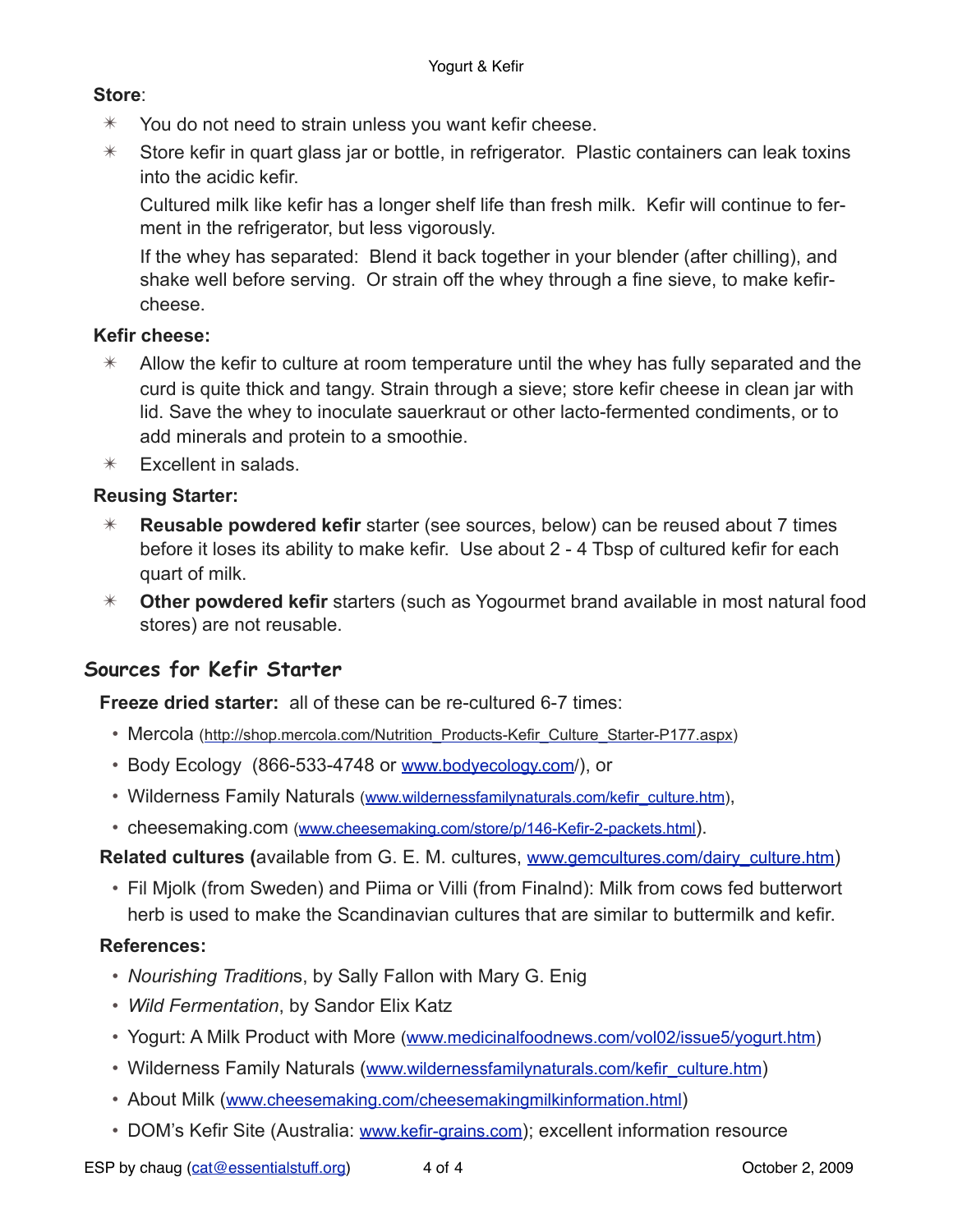**Store**:

- You do not need to strain unless you want kefir cheese.
- Store kefir in quart glass jar or bottle, in refrigerator. Plastic containers can leak toxins into the acidic kefir.

  Cultured milk like kefir has a longer shelf life than fresh milk. Kefir will continue to ferment in the refrigerator, but less vigorously.

  If the whey has separated: Blend it back together in your blender (after chilling), and shake well before serving. Or strain off the whey through a fine sieve, to make kefir-cheese.

**Kefir cheese:**

- Allow the kefir to culture at room temperature until the whey has fully separated and the curd is quite thick and tangy. Strain through a sieve; store kefir cheese in clean jar with lid. Save the whey to inoculate sauerkraut or other lacto-fermented condiments, or to add minerals and protein to a smoothie.
- Excellent in salads.

**Reusing Starter:**

- **Reusable powdered kefir** starter (see sources, below) can be reused about 7 times before it loses its ability to make kefir. Use about 2 - 4 Tbsp of cultured kefir for each quart of milk.
- **Other powdered kefir** starters (such as Yogourmet brand available in most natural food stores) are not reusable.

## Sources for Kefir Starter

**Freeze dried starter:** all of these can be re-cultured 6-7 times:

- Mercola (http://shop.mercola.com/Nutrition_Products-Kefir_Culture_Starter-P177.aspx)
- Body Ecology (866-533-4748 or www.bodyecology.com/), or
- Wilderness Family Naturals (www.wildernessfamilynaturals.com/kefir_culture.htm),
- cheesemaking.com (www.cheesemaking.com/store/p/146-Kefir-2-packets.html).

**Related cultures (**available from G. E. M. cultures, www.gemcultures.com/dairy_culture.htm)

- Fil Mjolk (from Sweden) and Piima or Villi (from Finalnd): Milk from cows fed butterwort herb is used to make the Scandinavian cultures that are similar to buttermilk and kefir.

**References:**

- *Nourishing Tradition*s, by Sally Fallon with Mary G. Enig
- *Wild Fermentation*, by Sandor Elix Katz
- Yogurt: A Milk Product with More (www.medicinalfoodnews.com/vol02/issue5/yogurt.htm)
- Wilderness Family Naturals (www.wildernessfamilynaturals.com/kefir_culture.htm)
- About Milk (www.cheesemaking.com/cheesemakingmilkinformation.html)
- DOM's Kefir Site (Australia: www.kefir-grains.com); excellent information resource